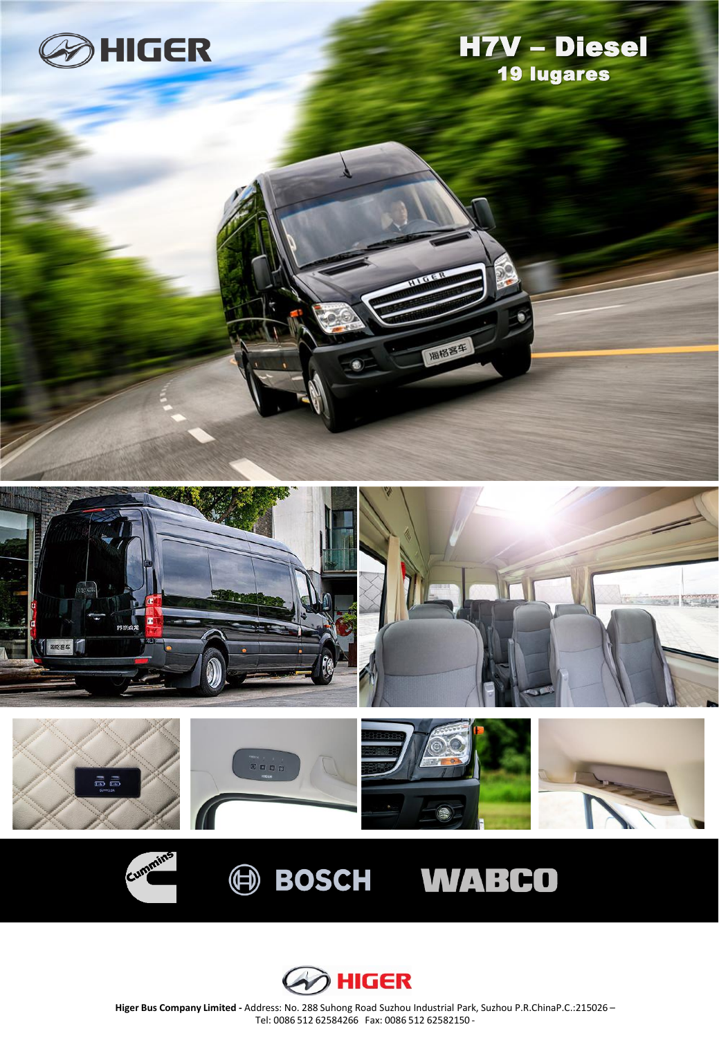# HIGER

## H7V – Diesel
### 19 lugares

Cummins BOSCH WABCO

HIGER

**Higer Bus Company Limited -** Address: No. 288 Suhong Road Suzhou Industrial Park, Suzhou P.R.ChinaP.C.:215026 – Tel: 0086 512 62584266 Fax: 0086 512 62582150 -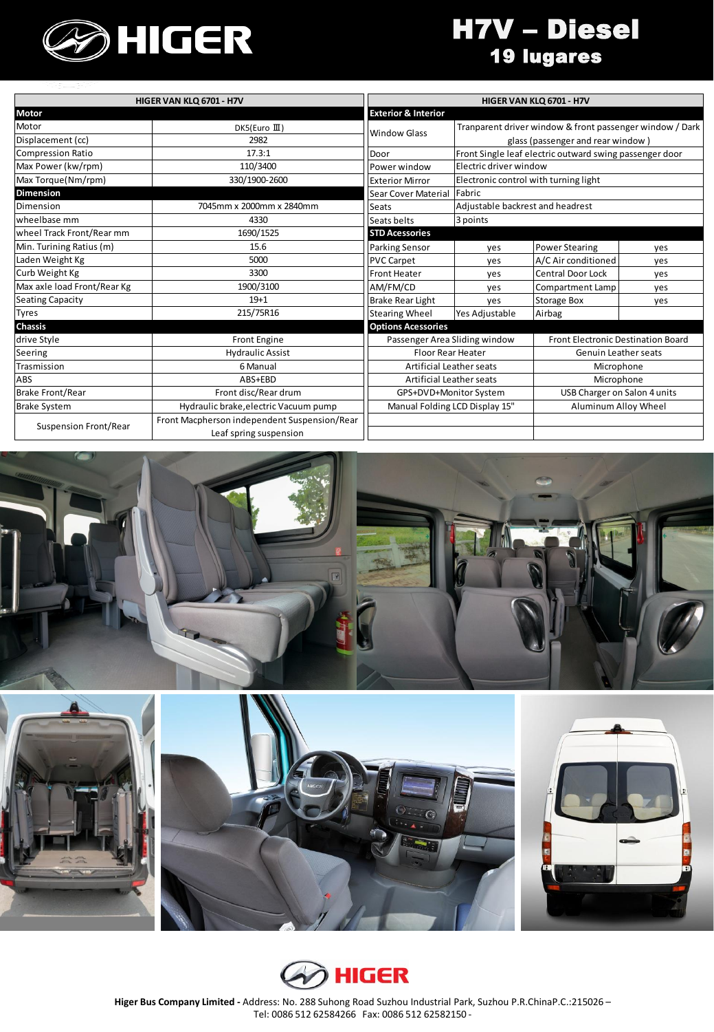# HIGER

# H7V – Diesel
## 19 lugares

| HIGER VAN KLQ 6701 - H7V | |
|---|---|
| **Motor** | |
| Motor | DK5(Euro Ⅲ) |
| Displacement (cc) | 2982 |
| Compression Ratio | 17.3:1 |
| Max Power (kw/rpm) | 110/3400 |
| Max Torque(Nm/rpm) | 330/1900-2600 |
| **Dimension** | |
| Dimension | 7045mm x 2000mm x 2840mm |
| wheelbase mm | 4330 |
| wheel Track Front/Rear mm | 1690/1525 |
| Min. Turining Ratius (m) | 15.6 |
| Laden Weight Kg | 5000 |
| Curb Weight Kg | 3300 |
| Max axle load Front/Rear Kg | 1900/3100 |
| Seating Capacity | 19+1 |
| Tyres | 215/75R16 |
| **Chassis** | |
| drive Style | Front Engine |
| Seering | Hydraulic Assist |
| Trasmission | 6 Manual |
| ABS | ABS+EBD |
| Brake Front/Rear | Front disc/Rear drum |
| Brake System | Hydraulic brake,electric Vacuum pump |
| Suspension Front/Rear | Front Macpherson independent Suspension/Rear Leaf spring suspension |

| HIGER VAN KLQ 6701 - H7V | | | |
|---|---|---|---|
| **Exterior & Interior** | | | |
| Window Glass | Tranparent driver window & front passenger window / Dark glass (passenger and rear window ) | | |
| Door | Front Single leaf electric outward swing passenger door | | |
| Power window | Electric driver window | | |
| Exterior Mirror | Electronic control with turning light | | |
| Sear Cover Material | Fabric | | |
| Seats | Adjustable backrest and headrest | | |
| Seats belts | 3 points | | |
| **STD Accessories** | | | |
| Parking Sensor | yes | Power Stearing | yes |
| PVC Carpet | yes | A/C Air conditioned | yes |
| Front Heater | yes | Central Door Lock | yes |
| AM/FM/CD | yes | Compartment Lamp | yes |
| Brake Rear Light | yes | Storage Box | yes |
| Stearing Wheel | Yes Adjustable | Airbag | |
| **Options Acessories** | | | |
| Passenger Area Sliding window | | Front Electronic Destination Board | |
| Floor Rear Heater | | Genuin Leather seats | |
| Artificial Leather seats | | Microphone | |
| Artificial Leather seats | | Microphone | |
| GPS+DVD+Monitor System | | USB Charger on Salon 4 units | |
| Manual Folding LCD Display 15" | | Aluminum Alloy Wheel | |

HIGER

**Higer Bus Company Limited -** Address: No. 288 Suhong Road Suzhou Industrial Park, Suzhou P.R.ChinaP.C.:215026 –
Tel: 0086 512 62584266 Fax: 0086 512 62582150 -